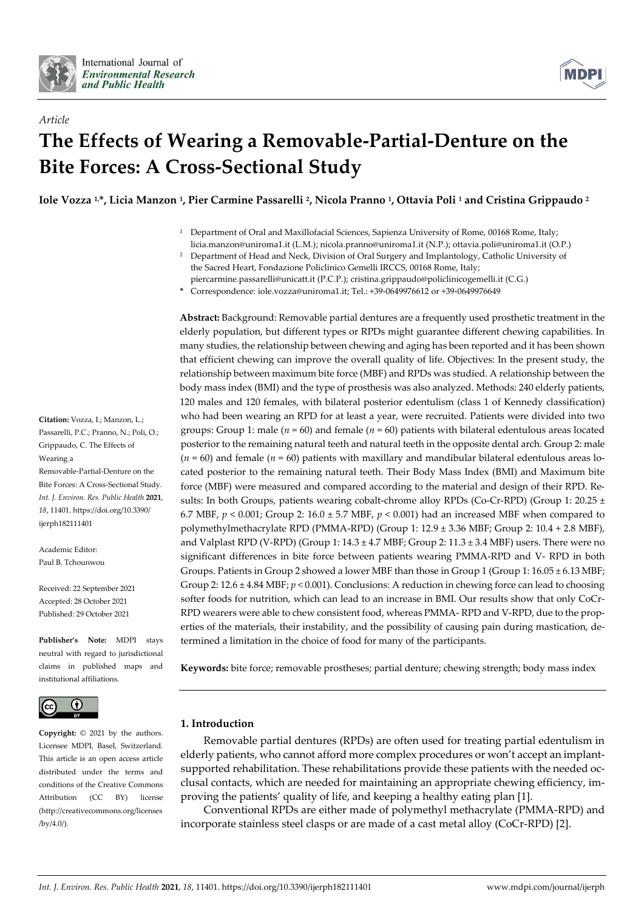International Journal of Environmental Research and Public Health

*Article*

# The Effects of Wearing a Removable-Partial-Denture on the Bite Forces: A Cross-Sectional Study

**Iole Vozza [1,*], Licia Manzon [1], Pier Carmine Passarelli [2], Nicola Pranno [1], Ottavia Poli [1] and Cristina Grippaudo [2]**

[1] Department of Oral and Maxillofacial Sciences, Sapienza University of Rome, 00168 Rome, Italy; licia.manzon@uniroma1.it (L.M.); nicola.pranno@uniroma1.it (N.P.); ottavia.poli@uniroma1.it (O.P.)

[2] Department of Head and Neck, Division of Oral Surgery and Implantology, Catholic University of the Sacred Heart, Fondazione Policlinico Gemelli IRCCS, 00168 Rome, Italy; piercarmine.passarelli@unicatt.it (P.C.P.); cristina.grippaudo@policlinicogemelli.it (C.G.)

* Correspondence: iole.vozza@uniroma1.it; Tel.: +39-0649976612 or +39-0649976649

**Citation:** Vozza, I.; Manzon, L.; Passarelli, P.C.; Pranno, N.; Poli, O.; Grippaudo, C. The Effects of Wearing a Removable-Partial-Denture on the Bite Forces: A Cross-Sectional Study. *Int. J. Environ. Res. Public Health* **2021**, *18*, 11401. https://doi.org/10.3390/ijerph182111401

Academic Editor: Paul B. Tchounwou

Received: 22 September 2021
Accepted: 28 October 2021
Published: 29 October 2021

**Publisher's Note:** MDPI stays neutral with regard to jurisdictional claims in published maps and institutional affiliations.

**Copyright:** © 2021 by the authors. Licensee MDPI, Basel, Switzerland. This article is an open access article distributed under the terms and conditions of the Creative Commons Attribution (CC BY) license (http://creativecommons.org/licenses/by/4.0/).

**Abstract:** Background: Removable partial dentures are a frequently used prosthetic treatment in the elderly population, but different types or RPDs might guarantee different chewing capabilities. In many studies, the relationship between chewing and aging has been reported and it has been shown that efficient chewing can improve the overall quality of life. Objectives: In the present study, the relationship between maximum bite force (MBF) and RPDs was studied. A relationship between the body mass index (BMI) and the type of prosthesis was also analyzed. Methods: 240 elderly patients, 120 males and 120 females, with bilateral posterior edentulism (class 1 of Kennedy classification) who had been wearing an RPD for at least a year, were recruited. Patients were divided into two groups: Group 1: male ($n = 60$) and female ($n = 60$) patients with bilateral edentulous areas located posterior to the remaining natural teeth and natural teeth in the opposite dental arch. Group 2: male ($n = 60$) and female ($n = 60$) patients with maxillary and mandibular bilateral edentulous areas located posterior to the remaining natural teeth. Their Body Mass Index (BMI) and Maximum bite force (MBF) were measured and compared according to the material and design of their RPD. Results: In both Groups, patients wearing cobalt-chrome alloy RPDs (Co-Cr-RPD) (Group 1: 20.25 ± 6.7 MBF, $p < 0.001$; Group 2: 16.0 ± 5.7 MBF, $p < 0.001$) had an increased MBF when compared to polymethylmethacrylate RPD (PMMA-RPD) (Group 1: 12.9 ± 3.36 MBF; Group 2: 10.4 + 2.8 MBF), and Valplast RPD (V-RPD) (Group 1: 14.3 ± 4.7 MBF; Group 2: 11.3 ± 3.4 MBF) users. There were no significant differences in bite force between patients wearing PMMA-RPD and V- RPD in both Groups. Patients in Group 2 showed a lower MBF than those in Group 1 (Group 1: 16.05 ± 6.13 MBF; Group 2: 12.6 ± 4.84 MBF; $p < 0.001$). Conclusions: A reduction in chewing force can lead to choosing softer foods for nutrition, which can lead to an increase in BMI. Our results show that only CoCr-RPD wearers were able to chew consistent food, whereas PMMA- RPD and V-RPD, due to the properties of the materials, their instability, and the possibility of causing pain during mastication, determined a limitation in the choice of food for many of the participants.

**Keywords:** bite force; removable prostheses; partial denture; chewing strength; body mass index

## 1. Introduction

Removable partial dentures (RPDs) are often used for treating partial edentulism in elderly patients, who cannot afford more complex procedures or won't accept an implant-supported rehabilitation. These rehabilitations provide these patients with the needed occlusal contacts, which are needed for maintaining an appropriate chewing efficiency, improving the patients' quality of life, and keeping a healthy eating plan [1].

Conventional RPDs are either made of polymethyl methacrylate (PMMA-RPD) and incorporate stainless steel clasps or are made of a cast metal alloy (CoCr-RPD) [2].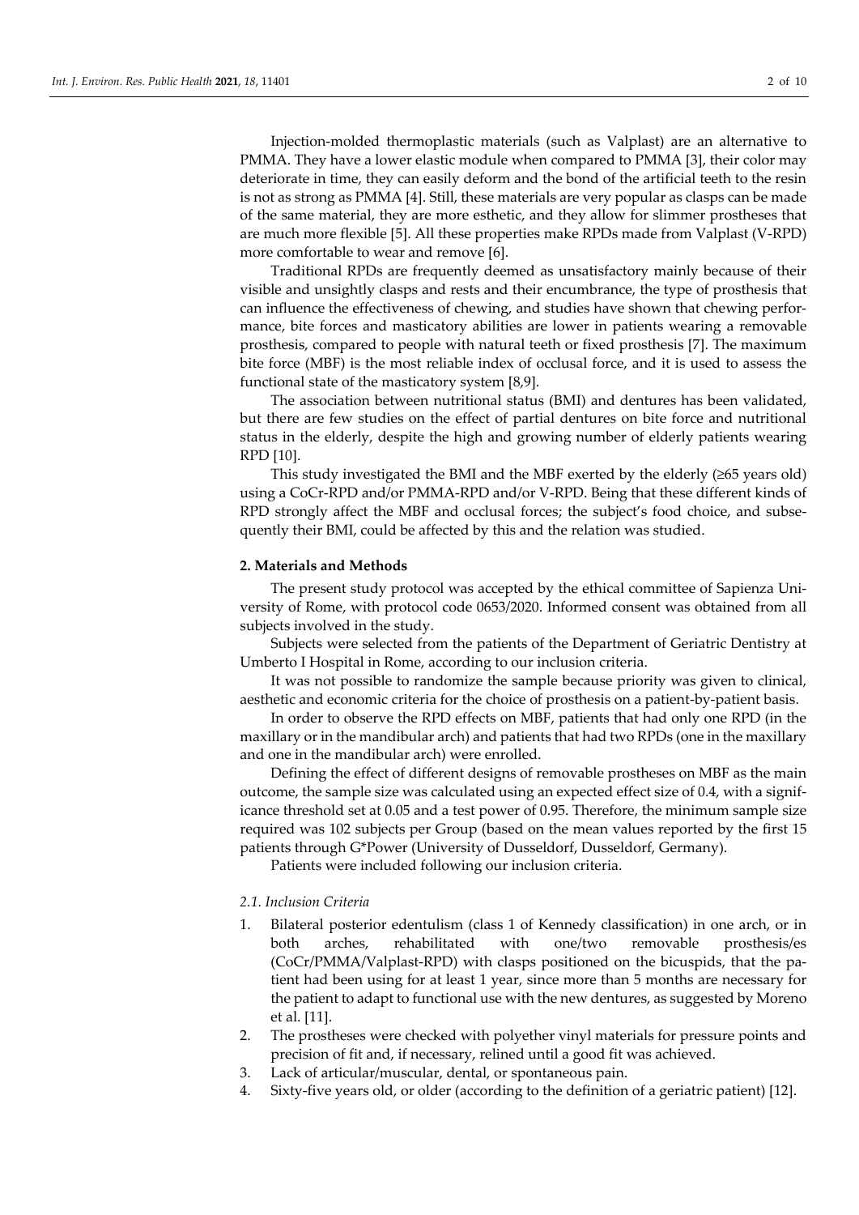Injection-molded thermoplastic materials (such as Valplast) are an alternative to PMMA. They have a lower elastic module when compared to PMMA [3], their color may deteriorate in time, they can easily deform and the bond of the artificial teeth to the resin is not as strong as PMMA [4]. Still, these materials are very popular as clasps can be made of the same material, they are more esthetic, and they allow for slimmer prostheses that are much more flexible [5]. All these properties make RPDs made from Valplast (V-RPD) more comfortable to wear and remove [6].

Traditional RPDs are frequently deemed as unsatisfactory mainly because of their visible and unsightly clasps and rests and their encumbrance, the type of prosthesis that can influence the effectiveness of chewing, and studies have shown that chewing performance, bite forces and masticatory abilities are lower in patients wearing a removable prosthesis, compared to people with natural teeth or fixed prosthesis [7]. The maximum bite force (MBF) is the most reliable index of occlusal force, and it is used to assess the functional state of the masticatory system [8,9].

The association between nutritional status (BMI) and dentures has been validated, but there are few studies on the effect of partial dentures on bite force and nutritional status in the elderly, despite the high and growing number of elderly patients wearing RPD [10].

This study investigated the BMI and the MBF exerted by the elderly (≥65 years old) using a CoCr-RPD and/or PMMA-RPD and/or V-RPD. Being that these different kinds of RPD strongly affect the MBF and occlusal forces; the subject's food choice, and subsequently their BMI, could be affected by this and the relation was studied.

## 2. Materials and Methods

The present study protocol was accepted by the ethical committee of Sapienza University of Rome, with protocol code 0653/2020. Informed consent was obtained from all subjects involved in the study.

Subjects were selected from the patients of the Department of Geriatric Dentistry at Umberto I Hospital in Rome, according to our inclusion criteria.

It was not possible to randomize the sample because priority was given to clinical, aesthetic and economic criteria for the choice of prosthesis on a patient-by-patient basis.

In order to observe the RPD effects on MBF, patients that had only one RPD (in the maxillary or in the mandibular arch) and patients that had two RPDs (one in the maxillary and one in the mandibular arch) were enrolled.

Defining the effect of different designs of removable prostheses on MBF as the main outcome, the sample size was calculated using an expected effect size of 0.4, with a significance threshold set at 0.05 and a test power of 0.95. Therefore, the minimum sample size required was 102 subjects per Group (based on the mean values reported by the first 15 patients through G*Power (University of Dusseldorf, Dusseldorf, Germany).

Patients were included following our inclusion criteria.

### *2.1. Inclusion Criteria*

1. Bilateral posterior edentulism (class 1 of Kennedy classification) in one arch, or in both arches, rehabilitated with one/two removable prosthesis/es (CoCr/PMMA/Valplast-RPD) with clasps positioned on the bicuspids, that the patient had been using for at least 1 year, since more than 5 months are necessary for the patient to adapt to functional use with the new dentures, as suggested by Moreno et al. [11].
2. The prostheses were checked with polyether vinyl materials for pressure points and precision of fit and, if necessary, relined until a good fit was achieved.
3. Lack of articular/muscular, dental, or spontaneous pain.
4. Sixty-five years old, or older (according to the definition of a geriatric patient) [12].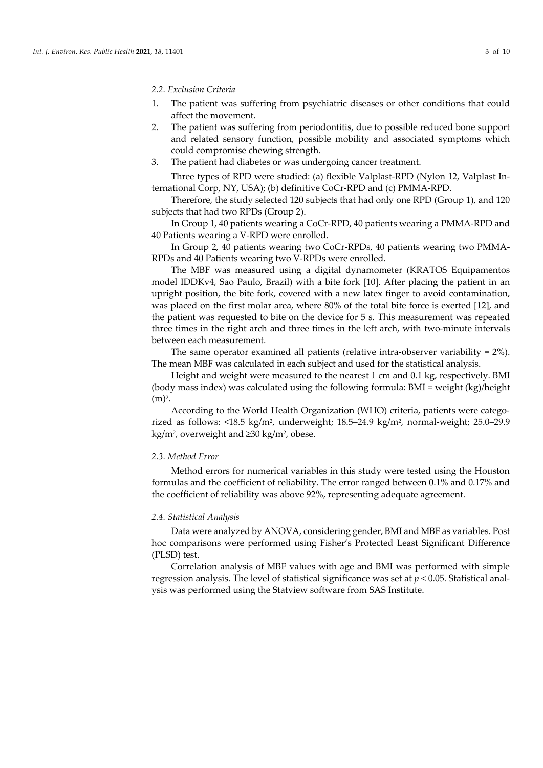### 2.2. Exclusion Criteria

1. The patient was suffering from psychiatric diseases or other conditions that could affect the movement.
2. The patient was suffering from periodontitis, due to possible reduced bone support and related sensory function, possible mobility and associated symptoms which could compromise chewing strength.
3. The patient had diabetes or was undergoing cancer treatment.

Three types of RPD were studied: (a) flexible Valplast-RPD (Nylon 12, Valplast International Corp, NY, USA); (b) definitive CoCr-RPD and (c) PMMA-RPD.

Therefore, the study selected 120 subjects that had only one RPD (Group 1), and 120 subjects that had two RPDs (Group 2).

In Group 1, 40 patients wearing a CoCr-RPD, 40 patients wearing a PMMA-RPD and 40 Patients wearing a V-RPD were enrolled.

In Group 2, 40 patients wearing two CoCr-RPDs, 40 patients wearing two PMMA-RPDs and 40 Patients wearing two V-RPDs were enrolled.

The MBF was measured using a digital dynamometer (KRATOS Equipamentos model IDDKv4, Sao Paulo, Brazil) with a bite fork [10]. After placing the patient in an upright position, the bite fork, covered with a new latex finger to avoid contamination, was placed on the first molar area, where 80% of the total bite force is exerted [12], and the patient was requested to bite on the device for 5 s. This measurement was repeated three times in the right arch and three times in the left arch, with two-minute intervals between each measurement.

The same operator examined all patients (relative intra-observer variability = 2%). The mean MBF was calculated in each subject and used for the statistical analysis.

Height and weight were measured to the nearest 1 cm and 0.1 kg, respectively. BMI (body mass index) was calculated using the following formula: BMI = weight (kg)/height $(m)^2$.

According to the World Health Organization (WHO) criteria, patients were categorized as follows: <18.5 kg/m$^2$, underweight; 18.5–24.9 kg/m$^2$, normal-weight; 25.0–29.9 kg/m$^2$, overweight and ≥30 kg/m$^2$, obese.

### 2.3. Method Error

Method errors for numerical variables in this study were tested using the Houston formulas and the coefficient of reliability. The error ranged between 0.1% and 0.17% and the coefficient of reliability was above 92%, representing adequate agreement.

### 2.4. Statistical Analysis

Data were analyzed by ANOVA, considering gender, BMI and MBF as variables. Post hoc comparisons were performed using Fisher's Protected Least Significant Difference (PLSD) test.

Correlation analysis of MBF values with age and BMI was performed with simple regression analysis. The level of statistical significance was set at $p < 0.05$. Statistical analysis was performed using the Statview software from SAS Institute.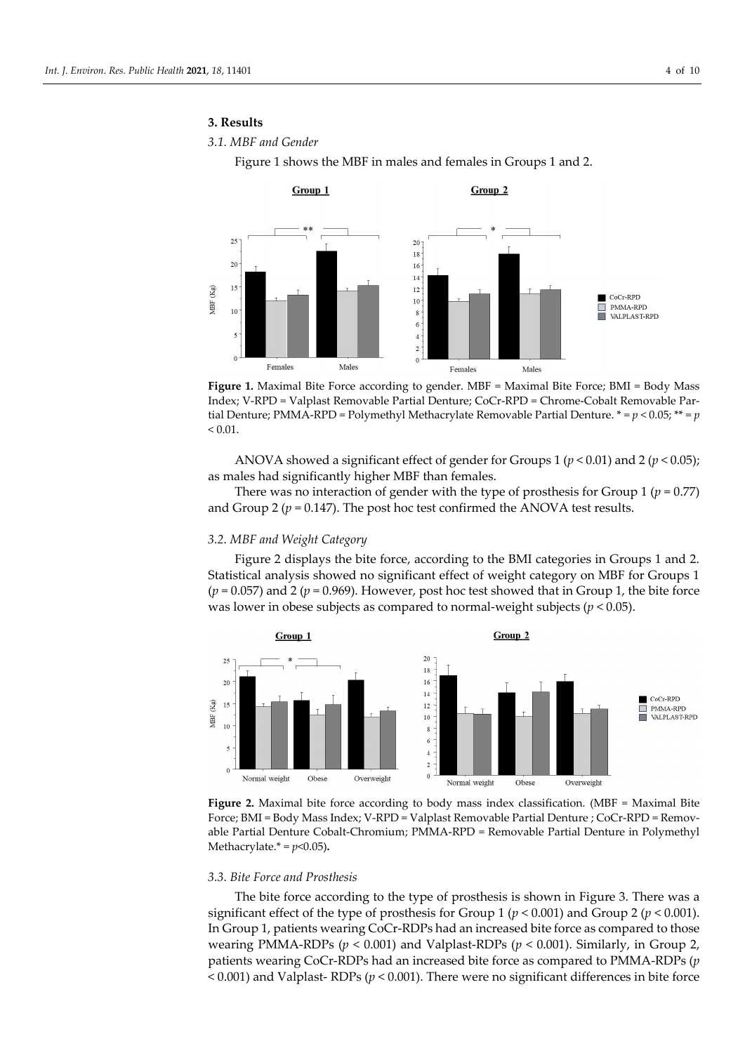## 3. Results

### 3.1. MBF and Gender

Figure 1 shows the MBF in males and females in Groups 1 and 2.

**Figure 1.** Maximal Bite Force according to gender. MBF = Maximal Bite Force; BMI = Body Mass Index; V-RPD = Valplast Removable Partial Denture; CoCr-RPD = Chrome-Cobalt Removable Partial Denture; PMMA-RPD = Polymethyl Methacrylate Removable Partial Denture. * = $p < 0.05$; ** = $p < 0.01$.

ANOVA showed a significant effect of gender for Groups 1 ($p < 0.01$) and 2 ($p < 0.05$); as males had significantly higher MBF than females.

There was no interaction of gender with the type of prosthesis for Group 1 ($p = 0.77$) and Group 2 ($p = 0.147$). The post hoc test confirmed the ANOVA test results.

### 3.2. MBF and Weight Category

Figure 2 displays the bite force, according to the BMI categories in Groups 1 and 2. Statistical analysis showed no significant effect of weight category on MBF for Groups 1 ($p = 0.057$) and 2 ($p = 0.969$). However, post hoc test showed that in Group 1, the bite force was lower in obese subjects as compared to normal-weight subjects ($p < 0.05$).

**Figure 2.** Maximal bite force according to body mass index classification. (MBF = Maximal Bite Force; BMI = Body Mass Index; V-RPD = Valplast Removable Partial Denture ; CoCr-RPD = Removable Partial Denture Cobalt-Chromium; PMMA-RPD = Removable Partial Denture in Polymethyl Methacrylate.* = $p<0.05$).

### 3.3. Bite Force and Prosthesis

The bite force according to the type of prosthesis is shown in Figure 3. There was a significant effect of the type of prosthesis for Group 1 ($p < 0.001$) and Group 2 ($p < 0.001$). In Group 1, patients wearing CoCr-RDPs had an increased bite force as compared to those wearing PMMA-RDPs ($p < 0.001$) and Valplast-RDPs ($p < 0.001$). Similarly, in Group 2, patients wearing CoCr-RDPs had an increased bite force as compared to PMMA-RDPs ($p < 0.001$) and Valplast- RDPs ($p < 0.001$). There were no significant differences in bite force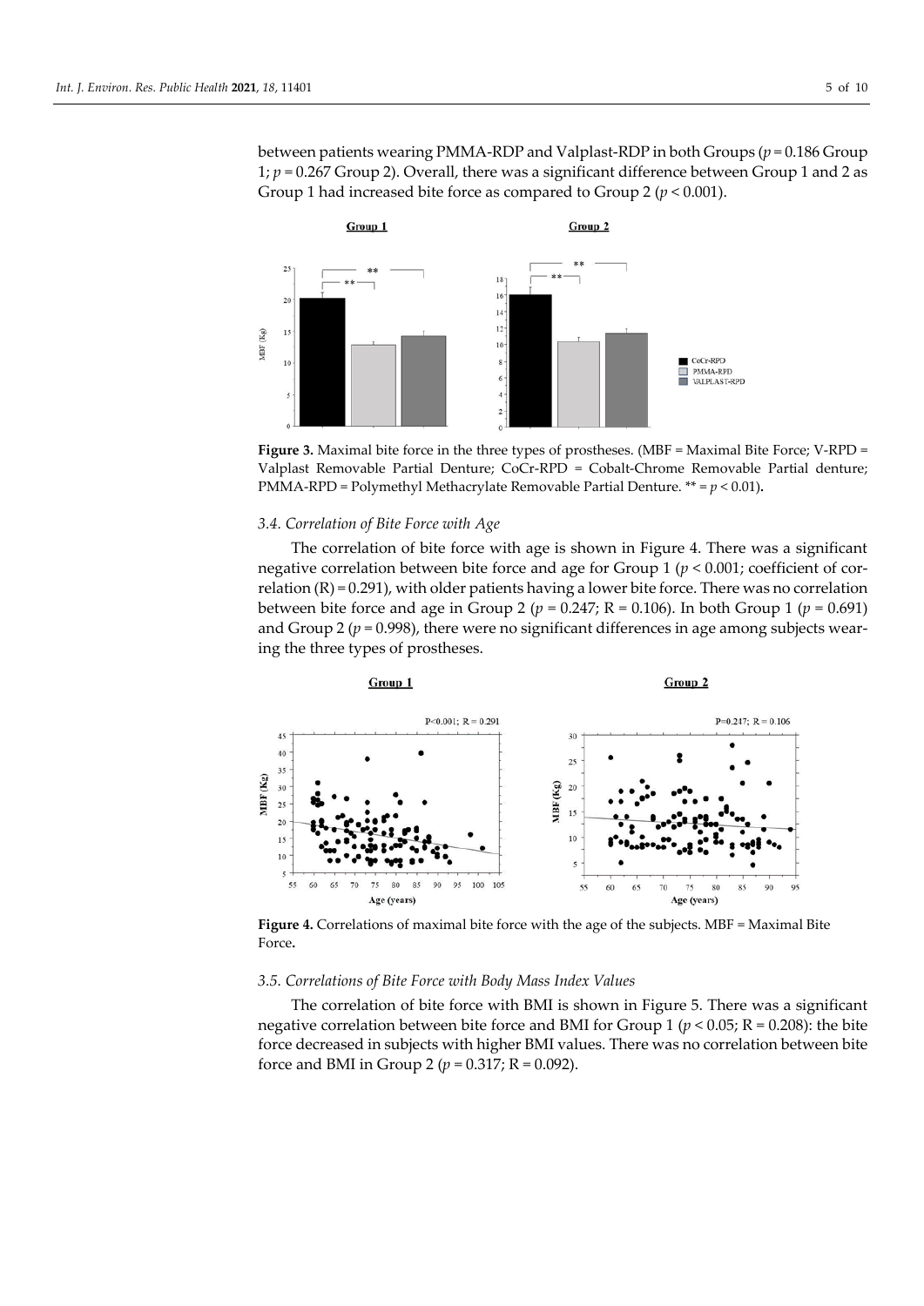between patients wearing PMMA-RDP and Valplast-RDP in both Groups ($p = 0.186$ Group 1; $p = 0.267$ Group 2). Overall, there was a significant difference between Group 1 and 2 as Group 1 had increased bite force as compared to Group 2 ($p < 0.001$).

**Figure 3.** Maximal bite force in the three types of prostheses. (MBF = Maximal Bite Force; V-RPD = Valplast Removable Partial Denture; CoCr-RPD = Cobalt-Chrome Removable Partial denture; PMMA-RPD = Polymethyl Methacrylate Removable Partial Denture. ** = $p < 0.01$).

### 3.4. Correlation of Bite Force with Age

The correlation of bite force with age is shown in Figure 4. There was a significant negative correlation between bite force and age for Group 1 ($p < 0.001$; coefficient of correlation (R) = 0.291), with older patients having a lower bite force. There was no correlation between bite force and age in Group 2 ($p = 0.247$; R = 0.106). In both Group 1 ($p = 0.691$) and Group 2 ($p = 0.998$), there were no significant differences in age among subjects wearing the three types of prostheses.

**Figure 4.** Correlations of maximal bite force with the age of the subjects. MBF = Maximal Bite Force**.**

### 3.5. Correlations of Bite Force with Body Mass Index Values

The correlation of bite force with BMI is shown in Figure 5. There was a significant negative correlation between bite force and BMI for Group 1 ($p < 0.05$; R = 0.208): the bite force decreased in subjects with higher BMI values. There was no correlation between bite force and BMI in Group 2 ($p = 0.317$; R = 0.092).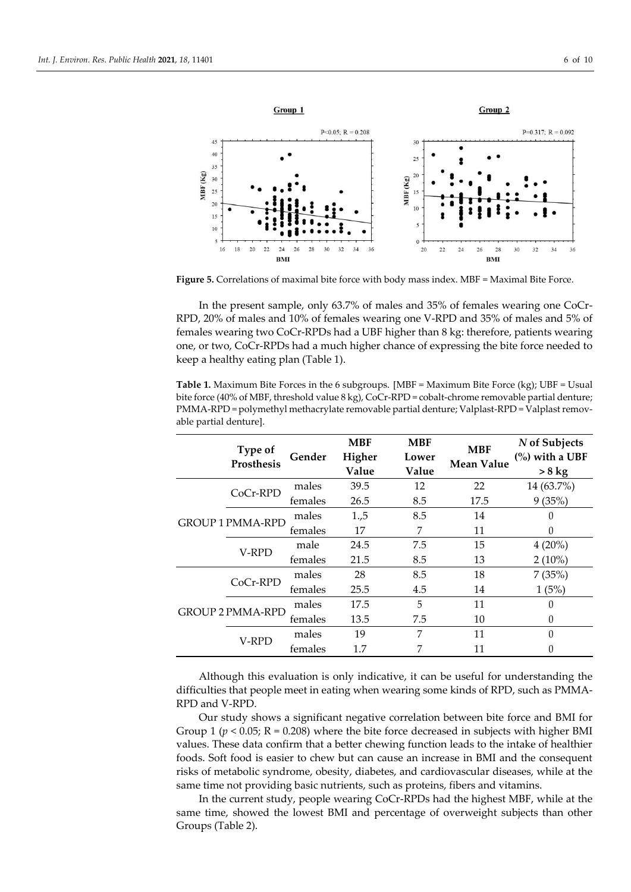**Figure 5.** Correlations of maximal bite force with body mass index. MBF = Maximal Bite Force.

In the present sample, only 63.7% of males and 35% of females wearing one CoCr-RPD, 20% of males and 10% of females wearing one V-RPD and 35% of males and 5% of females wearing two CoCr-RPDs had a UBF higher than 8 kg: therefore, patients wearing one, or two, CoCr-RPDs had a much higher chance of expressing the bite force needed to keep a healthy eating plan (Table 1).

**Table 1.** Maximum Bite Forces in the 6 subgroups. [MBF = Maximum Bite Force (kg); UBF = Usual bite force (40% of MBF, threshold value 8 kg), CoCr-RPD = cobalt-chrome removable partial denture; PMMA-RPD = polymethyl methacrylate removable partial denture; Valplast-RPD = Valplast removable partial denture].

| | Type of Prosthesis | Gender | MBF Higher Value | MBF Lower Value | MBF Mean Value | *N* of Subjects (%) with a UBF > 8 kg |
|---|---|---|---|---|---|---|
| GROUP 1 | CoCr-RPD | males | 39.5 | 12 | 22 | 14 (63.7%) |
| | | females | 26.5 | 8.5 | 17.5 | 9 (35%) |
| | PMMA-RPD | males | 1.,5 | 8.5 | 14 | 0 |
| | | females | 17 | 7 | 11 | 0 |
| | V-RPD | male | 24.5 | 7.5 | 15 | 4 (20%) |
| | | females | 21.5 | 8.5 | 13 | 2 (10%) |
| GROUP 2 | CoCr-RPD | males | 28 | 8.5 | 18 | 7 (35%) |
| | | females | 25.5 | 4.5 | 14 | 1 (5%) |
| | PMMA-RPD | males | 17.5 | 5 | 11 | 0 |
| | | females | 13.5 | 7.5 | 10 | 0 |
| | V-RPD | males | 19 | 7 | 11 | 0 |
| | | females | 1.7 | 7 | 11 | 0 |

Although this evaluation is only indicative, it can be useful for understanding the difficulties that people meet in eating when wearing some kinds of RPD, such as PMMA-RPD and V-RPD.

Our study shows a significant negative correlation between bite force and BMI for Group 1 ($p < 0.05$; $R = 0.208$) where the bite force decreased in subjects with higher BMI values. These data confirm that a better chewing function leads to the intake of healthier foods. Soft food is easier to chew but can cause an increase in BMI and the consequent risks of metabolic syndrome, obesity, diabetes, and cardiovascular diseases, while at the same time not providing basic nutrients, such as proteins, fibers and vitamins.

In the current study, people wearing CoCr-RPDs had the highest MBF, while at the same time, showed the lowest BMI and percentage of overweight subjects than other Groups (Table 2).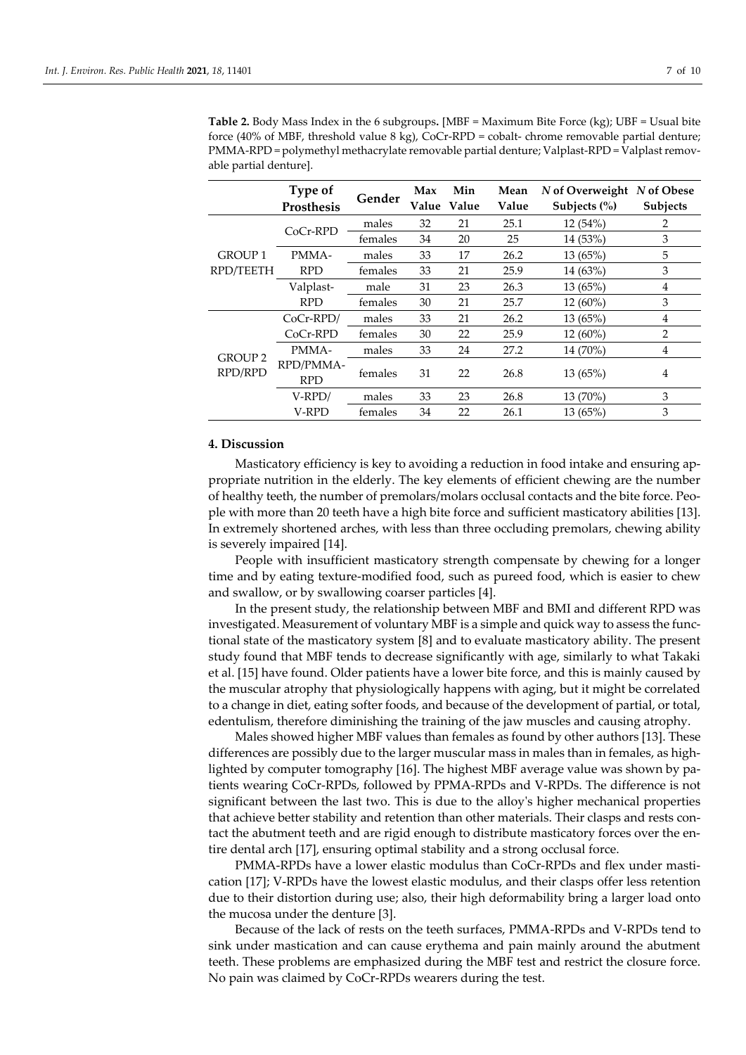**Table 2.** Body Mass Index in the 6 subgroups**.** [MBF = Maximum Bite Force (kg); UBF = Usual bite force (40% of MBF, threshold value 8 kg), CoCr-RPD = cobalt- chrome removable partial denture; PMMA-RPD = polymethyl methacrylate removable partial denture; Valplast-RPD = Valplast removable partial denture].

| | Type of Prosthesis | Gender | Max Value | Min Value | Mean Value | *N* of Overweight Subjects (%) | *N* of Obese Subjects |
|---|---|---|---|---|---|---|---|
| GROUP 1 RPD/TEETH | CoCr-RPD | males | 32 | 21 | 25.1 | 12 (54%) | 2 |
| | | females | 34 | 20 | 25 | 14 (53%) | 3 |
| | PMMA-RPD | males | 33 | 17 | 26.2 | 13 (65%) | 5 |
| | | females | 33 | 21 | 25.9 | 14 (63%) | 3 |
| | Valplast-RPD | male | 31 | 23 | 26.3 | 13 (65%) | 4 |
| | | females | 30 | 21 | 25.7 | 12 (60%) | 3 |
| GROUP 2 RPD/RPD | CoCr-RPD/CoCr-RPD | males | 33 | 21 | 26.2 | 13 (65%) | 4 |
| | | females | 30 | 22 | 25.9 | 12 (60%) | 2 |
| | PMMA-RPD/PMMA-RPD | males | 33 | 24 | 27.2 | 14 (70%) | 4 |
| | | females | 31 | 22 | 26.8 | 13 (65%) | 4 |
| | V-RPD/V-RPD | males | 33 | 23 | 26.8 | 13 (70%) | 3 |
| | | females | 34 | 22 | 26.1 | 13 (65%) | 3 |

## 4. Discussion

Masticatory efficiency is key to avoiding a reduction in food intake and ensuring appropriate nutrition in the elderly. The key elements of efficient chewing are the number of healthy teeth, the number of premolars/molars occlusal contacts and the bite force. People with more than 20 teeth have a high bite force and sufficient masticatory abilities [13]. In extremely shortened arches, with less than three occluding premolars, chewing ability is severely impaired [14].

People with insufficient masticatory strength compensate by chewing for a longer time and by eating texture-modified food, such as pureed food, which is easier to chew and swallow, or by swallowing coarser particles [4].

In the present study, the relationship between MBF and BMI and different RPD was investigated. Measurement of voluntary MBF is a simple and quick way to assess the functional state of the masticatory system [8] and to evaluate masticatory ability. The present study found that MBF tends to decrease significantly with age, similarly to what Takaki et al. [15] have found. Older patients have a lower bite force, and this is mainly caused by the muscular atrophy that physiologically happens with aging, but it might be correlated to a change in diet, eating softer foods, and because of the development of partial, or total, edentulism, therefore diminishing the training of the jaw muscles and causing atrophy.

Males showed higher MBF values than females as found by other authors [13]. These differences are possibly due to the larger muscular mass in males than in females, as highlighted by computer tomography [16]. The highest MBF average value was shown by patients wearing CoCr-RPDs, followed by PPMA-RPDs and V-RPDs. The difference is not significant between the last two. This is due to the alloy's higher mechanical properties that achieve better stability and retention than other materials. Their clasps and rests contact the abutment teeth and are rigid enough to distribute masticatory forces over the entire dental arch [17], ensuring optimal stability and a strong occlusal force.

PMMA-RPDs have a lower elastic modulus than CoCr-RPDs and flex under mastication [17]; V-RPDs have the lowest elastic modulus, and their clasps offer less retention due to their distortion during use; also, their high deformability bring a larger load onto the mucosa under the denture [3].

Because of the lack of rests on the teeth surfaces, PMMA-RPDs and V-RPDs tend to sink under mastication and can cause erythema and pain mainly around the abutment teeth. These problems are emphasized during the MBF test and restrict the closure force. No pain was claimed by CoCr-RPDs wearers during the test.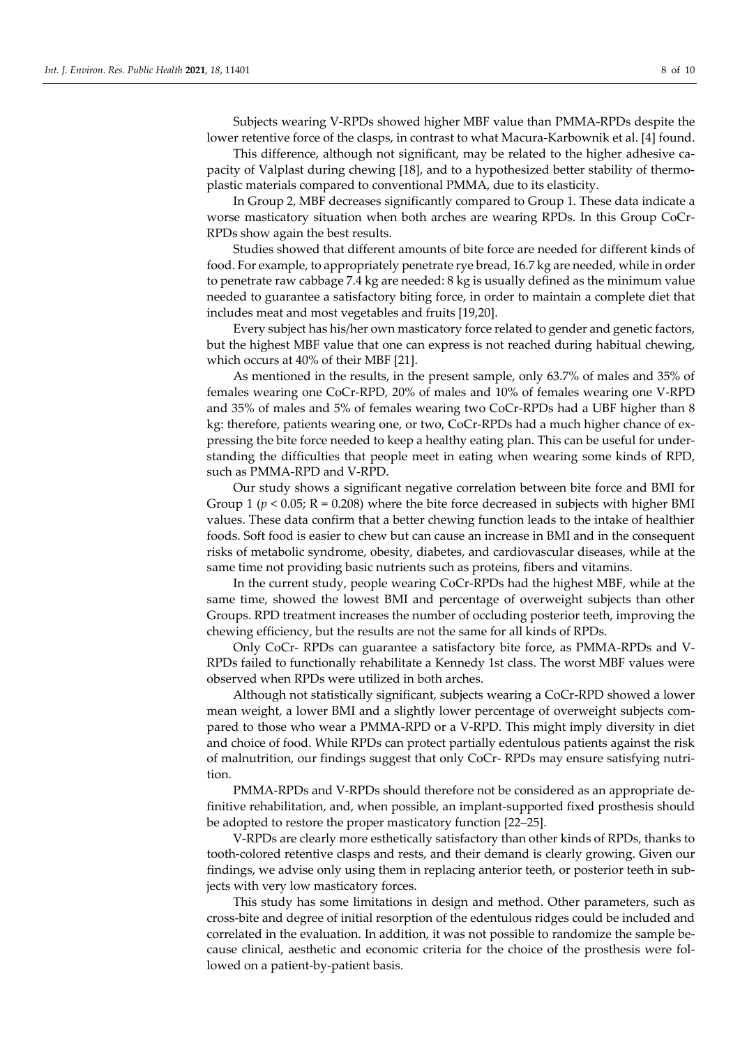Subjects wearing V-RPDs showed higher MBF value than PMMA-RPDs despite the lower retentive force of the clasps, in contrast to what Macura-Karbownik et al. [4] found.

This difference, although not significant, may be related to the higher adhesive capacity of Valplast during chewing [18], and to a hypothesized better stability of thermoplastic materials compared to conventional PMMA, due to its elasticity.

In Group 2, MBF decreases significantly compared to Group 1. These data indicate a worse masticatory situation when both arches are wearing RPDs. In this Group CoCr-RPDs show again the best results.

Studies showed that different amounts of bite force are needed for different kinds of food. For example, to appropriately penetrate rye bread, 16.7 kg are needed, while in order to penetrate raw cabbage 7.4 kg are needed: 8 kg is usually defined as the minimum value needed to guarantee a satisfactory biting force, in order to maintain a complete diet that includes meat and most vegetables and fruits [19,20].

Every subject has his/her own masticatory force related to gender and genetic factors, but the highest MBF value that one can express is not reached during habitual chewing, which occurs at 40% of their MBF [21].

As mentioned in the results, in the present sample, only 63.7% of males and 35% of females wearing one CoCr-RPD, 20% of males and 10% of females wearing one V-RPD and 35% of males and 5% of females wearing two CoCr-RPDs had a UBF higher than 8 kg: therefore, patients wearing one, or two, CoCr-RPDs had a much higher chance of expressing the bite force needed to keep a healthy eating plan. This can be useful for understanding the difficulties that people meet in eating when wearing some kinds of RPD, such as PMMA-RPD and V-RPD.

Our study shows a significant negative correlation between bite force and BMI for Group 1 ($p < 0.05$; $R = 0.208$) where the bite force decreased in subjects with higher BMI values. These data confirm that a better chewing function leads to the intake of healthier foods. Soft food is easier to chew but can cause an increase in BMI and in the consequent risks of metabolic syndrome, obesity, diabetes, and cardiovascular diseases, while at the same time not providing basic nutrients such as proteins, fibers and vitamins.

In the current study, people wearing CoCr-RPDs had the highest MBF, while at the same time, showed the lowest BMI and percentage of overweight subjects than other Groups. RPD treatment increases the number of occluding posterior teeth, improving the chewing efficiency, but the results are not the same for all kinds of RPDs.

Only CoCr- RPDs can guarantee a satisfactory bite force, as PMMA-RPDs and V-RPDs failed to functionally rehabilitate a Kennedy 1st class. The worst MBF values were observed when RPDs were utilized in both arches.

Although not statistically significant, subjects wearing a CoCr-RPD showed a lower mean weight, a lower BMI and a slightly lower percentage of overweight subjects compared to those who wear a PMMA-RPD or a V-RPD. This might imply diversity in diet and choice of food. While RPDs can protect partially edentulous patients against the risk of malnutrition, our findings suggest that only CoCr- RPDs may ensure satisfying nutrition.

PMMA-RPDs and V-RPDs should therefore not be considered as an appropriate definitive rehabilitation, and, when possible, an implant-supported fixed prosthesis should be adopted to restore the proper masticatory function [22–25].

V-RPDs are clearly more esthetically satisfactory than other kinds of RPDs, thanks to tooth-colored retentive clasps and rests, and their demand is clearly growing. Given our findings, we advise only using them in replacing anterior teeth, or posterior teeth in subjects with very low masticatory forces.

This study has some limitations in design and method. Other parameters, such as cross-bite and degree of initial resorption of the edentulous ridges could be included and correlated in the evaluation. In addition, it was not possible to randomize the sample because clinical, aesthetic and economic criteria for the choice of the prosthesis were followed on a patient-by-patient basis.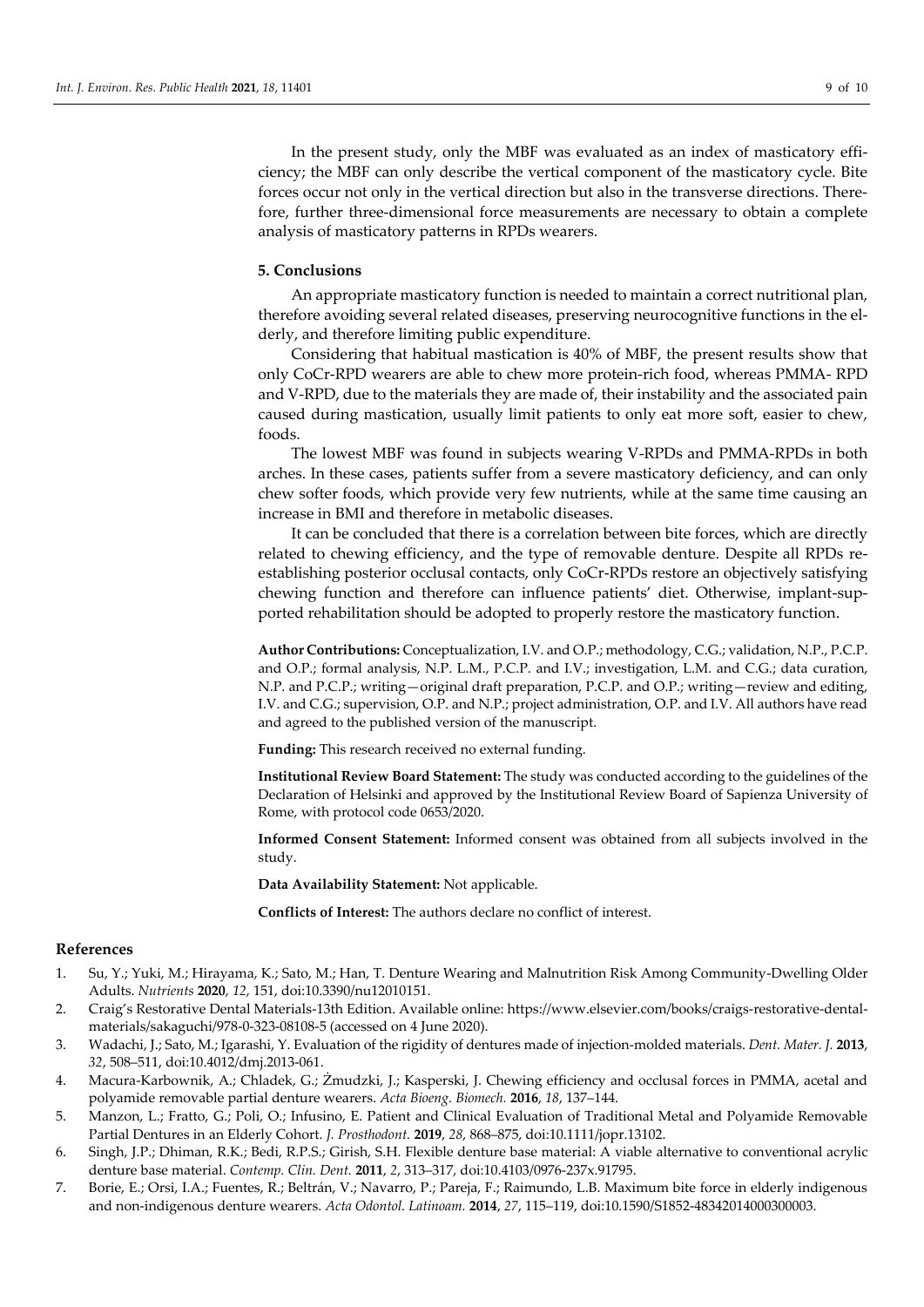In the present study, only the MBF was evaluated as an index of masticatory efficiency; the MBF can only describe the vertical component of the masticatory cycle. Bite forces occur not only in the vertical direction but also in the transverse directions. Therefore, further three-dimensional force measurements are necessary to obtain a complete analysis of masticatory patterns in RPDs wearers.

## 5. Conclusions

An appropriate masticatory function is needed to maintain a correct nutritional plan, therefore avoiding several related diseases, preserving neurocognitive functions in the elderly, and therefore limiting public expenditure.

Considering that habitual mastication is 40% of MBF, the present results show that only CoCr-RPD wearers are able to chew more protein-rich food, whereas PMMA- RPD and V-RPD, due to the materials they are made of, their instability and the associated pain caused during mastication, usually limit patients to only eat more soft, easier to chew, foods.

The lowest MBF was found in subjects wearing V-RPDs and PMMA-RPDs in both arches. In these cases, patients suffer from a severe masticatory deficiency, and can only chew softer foods, which provide very few nutrients, while at the same time causing an increase in BMI and therefore in metabolic diseases.

It can be concluded that there is a correlation between bite forces, which are directly related to chewing efficiency, and the type of removable denture. Despite all RPDs reestablishing posterior occlusal contacts, only CoCr-RPDs restore an objectively satisfying chewing function and therefore can influence patients' diet. Otherwise, implant-supported rehabilitation should be adopted to properly restore the masticatory function.

**Author Contributions:** Conceptualization, I.V. and O.P.; methodology, C.G.; validation, N.P., P.C.P. and O.P.; formal analysis, N.P. L.M., P.C.P. and I.V.; investigation, L.M. and C.G.; data curation, N.P. and P.C.P.; writing—original draft preparation, P.C.P. and O.P.; writing—review and editing, I.V. and C.G.; supervision, O.P. and N.P.; project administration, O.P. and I.V. All authors have read and agreed to the published version of the manuscript.

**Funding:** This research received no external funding.

**Institutional Review Board Statement:** The study was conducted according to the guidelines of the Declaration of Helsinki and approved by the Institutional Review Board of Sapienza University of Rome, with protocol code 0653/2020.

**Informed Consent Statement:** Informed consent was obtained from all subjects involved in the study.

**Data Availability Statement:** Not applicable.

**Conflicts of Interest:** The authors declare no conflict of interest.

## References

1. Su, Y.; Yuki, M.; Hirayama, K.; Sato, M.; Han, T. Denture Wearing and Malnutrition Risk Among Community-Dwelling Older Adults. *Nutrients* **2020**, *12*, 151, doi:10.3390/nu12010151.
2. Craig's Restorative Dental Materials-13th Edition. Available online: https://www.elsevier.com/books/craigs-restorative-dental-materials/sakaguchi/978-0-323-08108-5 (accessed on 4 June 2020).
3. Wadachi, J.; Sato, M.; Igarashi, Y. Evaluation of the rigidity of dentures made of injection-molded materials. *Dent. Mater. J.* **2013**, *32*, 508–511, doi:10.4012/dmj.2013-061.
4. Macura-Karbownik, A.; Chladek, G.; Żmudzki, J.; Kasperski, J. Chewing efficiency and occlusal forces in PMMA, acetal and polyamide removable partial denture wearers. *Acta Bioeng. Biomech.* **2016**, *18*, 137–144.
5. Manzon, L.; Fratto, G.; Poli, O.; Infusino, E. Patient and Clinical Evaluation of Traditional Metal and Polyamide Removable Partial Dentures in an Elderly Cohort. *J. Prosthodont.* **2019**, *28*, 868–875, doi:10.1111/jopr.13102.
6. Singh, J.P.; Dhiman, R.K.; Bedi, R.P.S.; Girish, S.H. Flexible denture base material: A viable alternative to conventional acrylic denture base material. *Contemp. Clin. Dent.* **2011**, *2*, 313–317, doi:10.4103/0976-237x.91795.
7. Borie, E.; Orsi, I.A.; Fuentes, R.; Beltrán, V.; Navarro, P.; Pareja, F.; Raimundo, L.B. Maximum bite force in elderly indigenous and non-indigenous denture wearers. *Acta Odontol. Latinoam.* **2014**, *27*, 115–119, doi:10.1590/S1852-48342014000300003.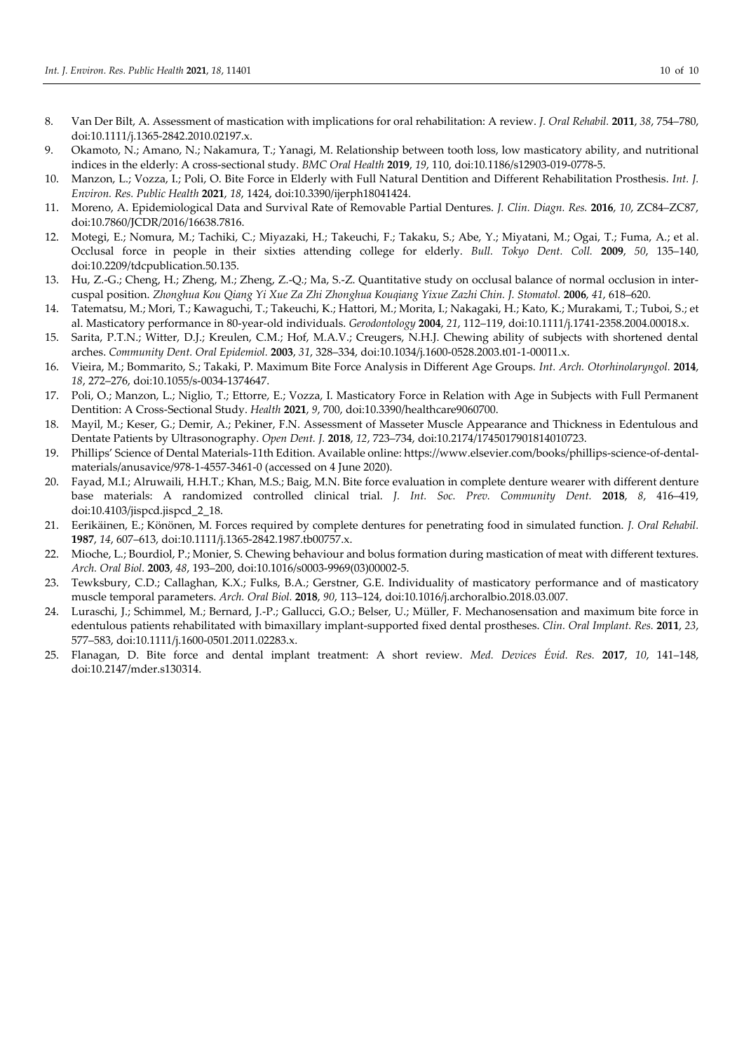8. Van Der Bilt, A. Assessment of mastication with implications for oral rehabilitation: A review. *J. Oral Rehabil.* **2011**, *38*, 754–780, doi:10.1111/j.1365-2842.2010.02197.x.
9. Okamoto, N.; Amano, N.; Nakamura, T.; Yanagi, M. Relationship between tooth loss, low masticatory ability, and nutritional indices in the elderly: A cross-sectional study. *BMC Oral Health* **2019**, *19*, 110, doi:10.1186/s12903-019-0778-5.
10. Manzon, L.; Vozza, I.; Poli, O. Bite Force in Elderly with Full Natural Dentition and Different Rehabilitation Prosthesis. *Int. J. Environ. Res. Public Health* **2021**, *18*, 1424, doi:10.3390/ijerph18041424.
11. Moreno, A. Epidemiological Data and Survival Rate of Removable Partial Dentures. *J. Clin. Diagn. Res.* **2016**, *10*, ZC84–ZC87, doi:10.7860/JCDR/2016/16638.7816.
12. Motegi, E.; Nomura, M.; Tachiki, C.; Miyazaki, H.; Takeuchi, F.; Takaku, S.; Abe, Y.; Miyatani, M.; Ogai, T.; Fuma, A.; et al. Occlusal force in people in their sixties attending college for elderly. *Bull. Tokyo Dent. Coll.* **2009**, *50*, 135–140, doi:10.2209/tdcpublication.50.135.
13. Hu, Z.-G.; Cheng, H.; Zheng, M.; Zheng, Z.-Q.; Ma, S.-Z. Quantitative study on occlusal balance of normal occlusion in inter-cuspal position. *Zhonghua Kou Qiang Yi Xue Za Zhi Zhonghua Kouqiang Yixue Zazhi Chin. J. Stomatol.* **2006**, *41*, 618–620.
14. Tatematsu, M.; Mori, T.; Kawaguchi, T.; Takeuchi, K.; Hattori, M.; Morita, I.; Nakagaki, H.; Kato, K.; Murakami, T.; Tuboi, S.; et al. Masticatory performance in 80-year-old individuals. *Gerodontology* **2004**, *21*, 112–119, doi:10.1111/j.1741-2358.2004.00018.x.
15. Sarita, P.T.N.; Witter, D.J.; Kreulen, C.M.; Hof, M.A.V.; Creugers, N.H.J. Chewing ability of subjects with shortened dental arches. *Community Dent. Oral Epidemiol.* **2003**, *31*, 328–334, doi:10.1034/j.1600-0528.2003.t01-1-00011.x.
16. Vieira, M.; Bommarito, S.; Takaki, P. Maximum Bite Force Analysis in Different Age Groups. *Int. Arch. Otorhinolaryngol.* **2014**, *18*, 272–276, doi:10.1055/s-0034-1374647.
17. Poli, O.; Manzon, L.; Niglio, T.; Ettorre, E.; Vozza, I. Masticatory Force in Relation with Age in Subjects with Full Permanent Dentition: A Cross-Sectional Study. *Health* **2021**, *9*, 700, doi:10.3390/healthcare9060700.
18. Mayil, M.; Keser, G.; Demir, A.; Pekiner, F.N. Assessment of Masseter Muscle Appearance and Thickness in Edentulous and Dentate Patients by Ultrasonography. *Open Dent. J.* **2018**, *12*, 723–734, doi:10.2174/1745017901814010723.
19. Phillips' Science of Dental Materials-11th Edition. Available online: https://www.elsevier.com/books/phillips-science-of-dental-materials/anusavice/978-1-4557-3461-0 (accessed on 4 June 2020).
20. Fayad, M.I.; Alruwaili, H.H.T.; Khan, M.S.; Baig, M.N. Bite force evaluation in complete denture wearer with different denture base materials: A randomized controlled clinical trial. *J. Int. Soc. Prev. Community Dent.* **2018**, *8*, 416–419, doi:10.4103/jispcd.jispcd_2_18.
21. Eerikäinen, E.; Könönen, M. Forces required by complete dentures for penetrating food in simulated function. *J. Oral Rehabil.* **1987**, *14*, 607–613, doi:10.1111/j.1365-2842.1987.tb00757.x.
22. Mioche, L.; Bourdiol, P.; Monier, S. Chewing behaviour and bolus formation during mastication of meat with different textures. *Arch. Oral Biol.* **2003**, *48*, 193–200, doi:10.1016/s0003-9969(03)00002-5.
23. Tewksbury, C.D.; Callaghan, K.X.; Fulks, B.A.; Gerstner, G.E. Individuality of masticatory performance and of masticatory muscle temporal parameters. *Arch. Oral Biol.* **2018**, *90*, 113–124, doi:10.1016/j.archoralbio.2018.03.007.
24. Luraschi, J.; Schimmel, M.; Bernard, J.-P.; Gallucci, G.O.; Belser, U.; Müller, F. Mechanosensation and maximum bite force in edentulous patients rehabilitated with bimaxillary implant-supported fixed dental prostheses. *Clin. Oral Implant. Res.* **2011**, *23*, 577–583, doi:10.1111/j.1600-0501.2011.02283.x.
25. Flanagan, D. Bite force and dental implant treatment: A short review. *Med. Devices Évid. Res.* **2017**, *10*, 141–148, doi:10.2147/mder.s130314.